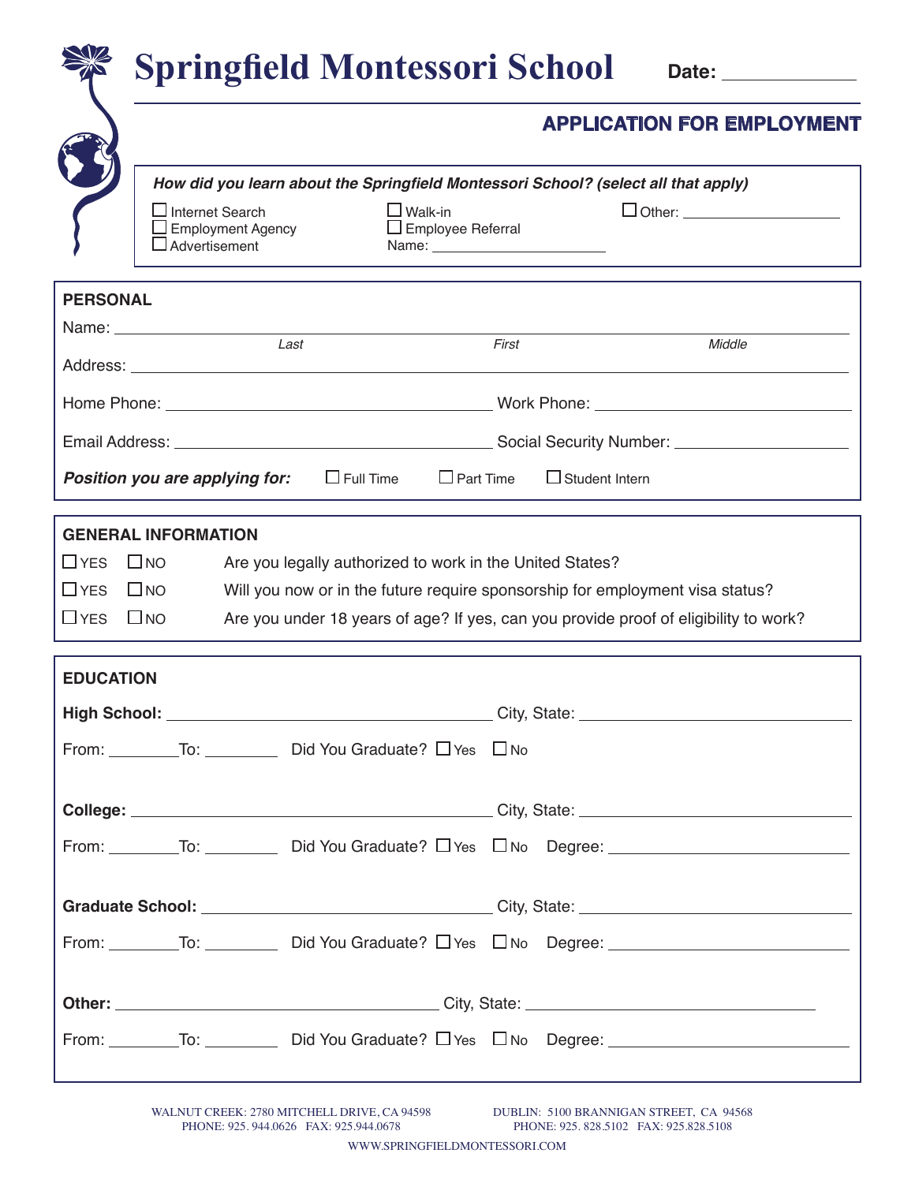# Springfield Montessori School

**Date:** ____________

## APPLICATION FOR EMPLOYMENT

***How did you learn about the Springfield Montessori School? (select all that apply)***

- ☐ Internet Search
- ☐ Employment Agency
- ☐ Advertisement
- ☐ Walk-in
- ☐ Employee Referral
  Name: ____________________
- ☐ Other: ____________________

## PERSONAL

Name: ____________________ ____________________ ____________________
*Last* *First* *Middle*

Address: ________________________________________

Home Phone: ____________________ Work Phone: ____________________

Email Address: ____________________ Social Security Number: ____________________

***Position you are applying for:*** ☐ Full Time ☐ Part Time ☐ Student Intern

## GENERAL INFORMATION

☐ YES ☐ NO Are you legally authorized to work in the United States?

☐ YES ☐ NO Will you now or in the future require sponsorship for employment visa status?

☐ YES ☐ NO Are you under 18 years of age? If yes, can you provide proof of eligibility to work?

## EDUCATION

**High School:** ____________________ City, State: ____________________

From: ________ To: ________ Did You Graduate? ☐ Yes ☐ No

**College:** ____________________ City, State: ____________________

From: ________ To: ________ Did You Graduate? ☐ Yes ☐ No Degree: ____________________

**Graduate School:** ____________________ City, State: ____________________

From: ________ To: ________ Did You Graduate? ☐ Yes ☐ No Degree: ____________________

**Other:** ____________________ City, State: ____________________

From: ________ To: ________ Did You Graduate? ☐ Yes ☐ No Degree: ____________________

WALNUT CREEK: 2780 MITCHELL DRIVE, CA 94598
PHONE: 925. 944.0626 FAX: 925.944.0678

DUBLIN: 5100 BRANNIGAN STREET, CA 94568
PHONE: 925. 828.5102 FAX: 925.828.5108

WWW.SPRINGFIELDMONTESSORI.COM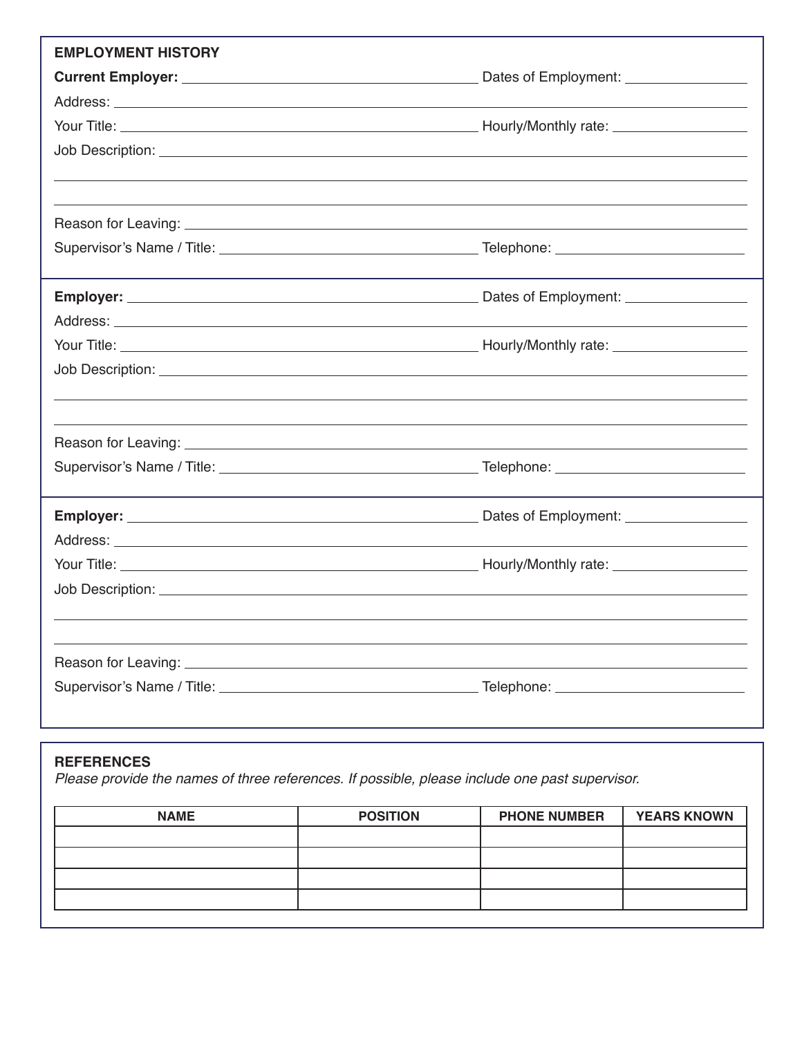## EMPLOYMENT HISTORY

**Current Employer:** ______________________ Dates of Employment: ______________

Address: ______________________

Your Title: ______________________ Hourly/Monthly rate: ______________

Job Description: ______________________

______________________

______________________

Reason for Leaving: ______________________

Supervisor's Name / Title: ______________________ Telephone: ______________

---

**Employer:** ______________________ Dates of Employment: ______________

Address: ______________________

Your Title: ______________________ Hourly/Monthly rate: ______________

Job Description: ______________________

______________________

______________________

Reason for Leaving: ______________________

Supervisor's Name / Title: ______________________ Telephone: ______________

---

**Employer:** ______________________ Dates of Employment: ______________

Address: ______________________

Your Title: ______________________ Hourly/Monthly rate: ______________

Job Description: ______________________

______________________

______________________

Reason for Leaving: ______________________

Supervisor's Name / Title: ______________________ Telephone: ______________

## REFERENCES

*Please provide the names of three references. If possible, please include one past supervisor.*

| NAME | POSITION | PHONE NUMBER | YEARS KNOWN |
|---|---|---|---|
| | | | |
| | | | |
| | | | |
| | | | |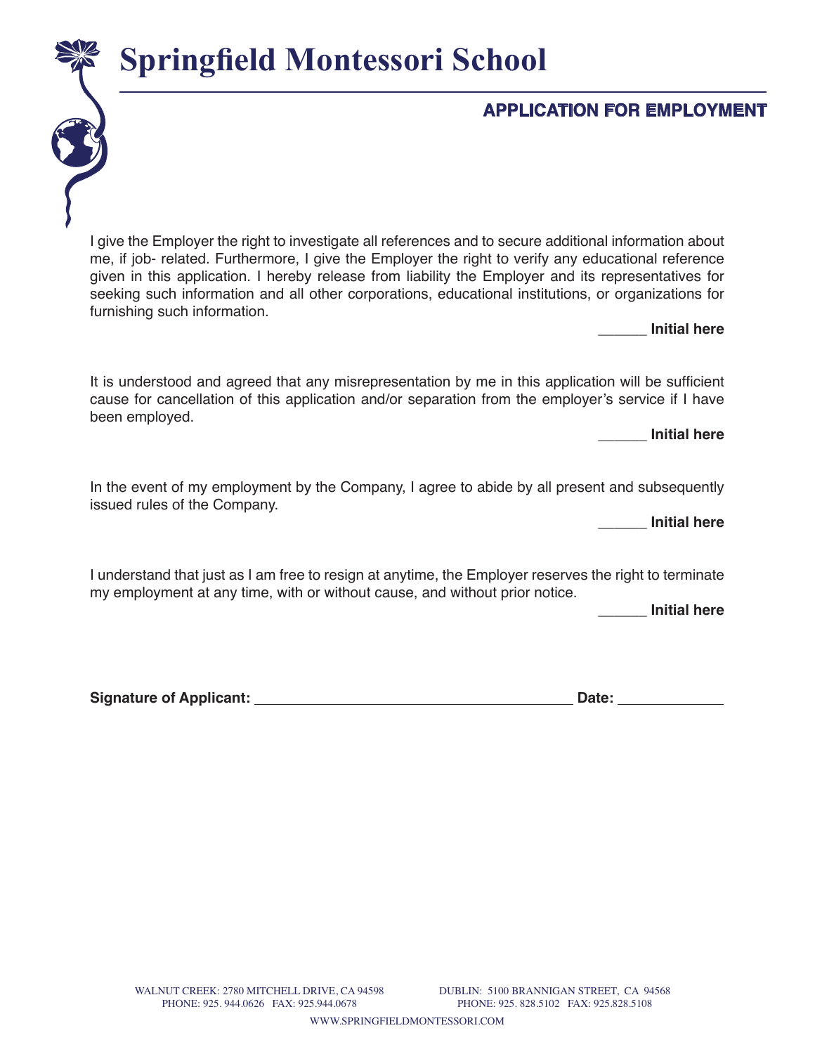# Springfield Montessori School

## APPLICATION FOR EMPLOYMENT

I give the Employer the right to investigate all references and to secure additional information about me, if job- related. Furthermore, I give the Employer the right to verify any educational reference given in this application. I hereby release from liability the Employer and its representatives for seeking such information and all other corporations, educational institutions, or organizations for furnishing such information.

______ **Initial here**

It is understood and agreed that any misrepresentation by me in this application will be sufficient cause for cancellation of this application and/or separation from the employer's service if I have been employed.

______ **Initial here**

In the event of my employment by the Company, I agree to abide by all present and subsequently issued rules of the Company.

______ **Initial here**

I understand that just as I am free to resign at anytime, the Employer reserves the right to terminate my employment at any time, with or without cause, and without prior notice.

______ **Initial here**

**Signature of Applicant:** ________________________________________ **Date:** _____________

WALNUT CREEK: 2780 MITCHELL DRIVE, CA 94598
PHONE: 925. 944.0626 FAX: 925.944.0678

DUBLIN: 5100 BRANNIGAN STREET, CA 94568
PHONE: 925. 828.5102 FAX: 925.828.5108

WWW.SPRINGFIELDMONTESSORI.COM